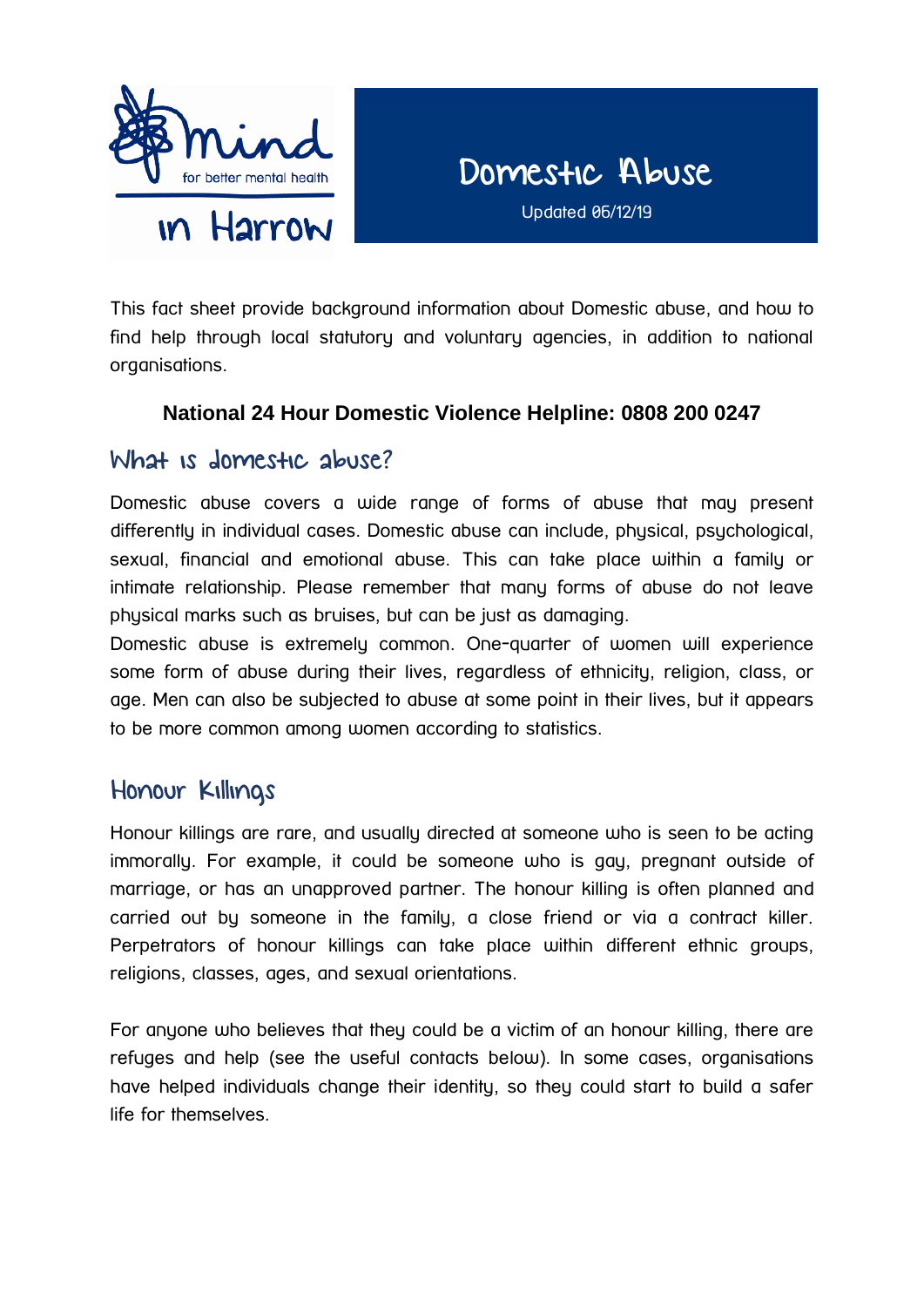mind for better mental health

in Harrow

# Domestic Abuse

Updated 06/12/19

This fact sheet provide background information about Domestic abuse, and how to find help through local statutory and voluntary agencies, in addition to national organisations.

**National 24 Hour Domestic Violence Helpline: 0808 200 0247**

## What is domestic abuse?

Domestic abuse covers a wide range of forms of abuse that may present differently in individual cases. Domestic abuse can include, physical, psychological, sexual, financial and emotional abuse. This can take place within a family or intimate relationship. Please remember that many forms of abuse do not leave physical marks such as bruises, but can be just as damaging.

Domestic abuse is extremely common. One-quarter of women will experience some form of abuse during their lives, regardless of ethnicity, religion, class, or age. Men can also be subjected to abuse at some point in their lives, but it appears to be more common among women according to statistics.

## Honour Killings

Honour killings are rare, and usually directed at someone who is seen to be acting immorally. For example, it could be someone who is gay, pregnant outside of marriage, or has an unapproved partner. The honour killing is often planned and carried out by someone in the family, a close friend or via a contract killer. Perpetrators of honour killings can take place within different ethnic groups, religions, classes, ages, and sexual orientations.

For anyone who believes that they could be a victim of an honour killing, there are refuges and help (see the useful contacts below). In some cases, organisations have helped individuals change their identity, so they could start to build a safer life for themselves.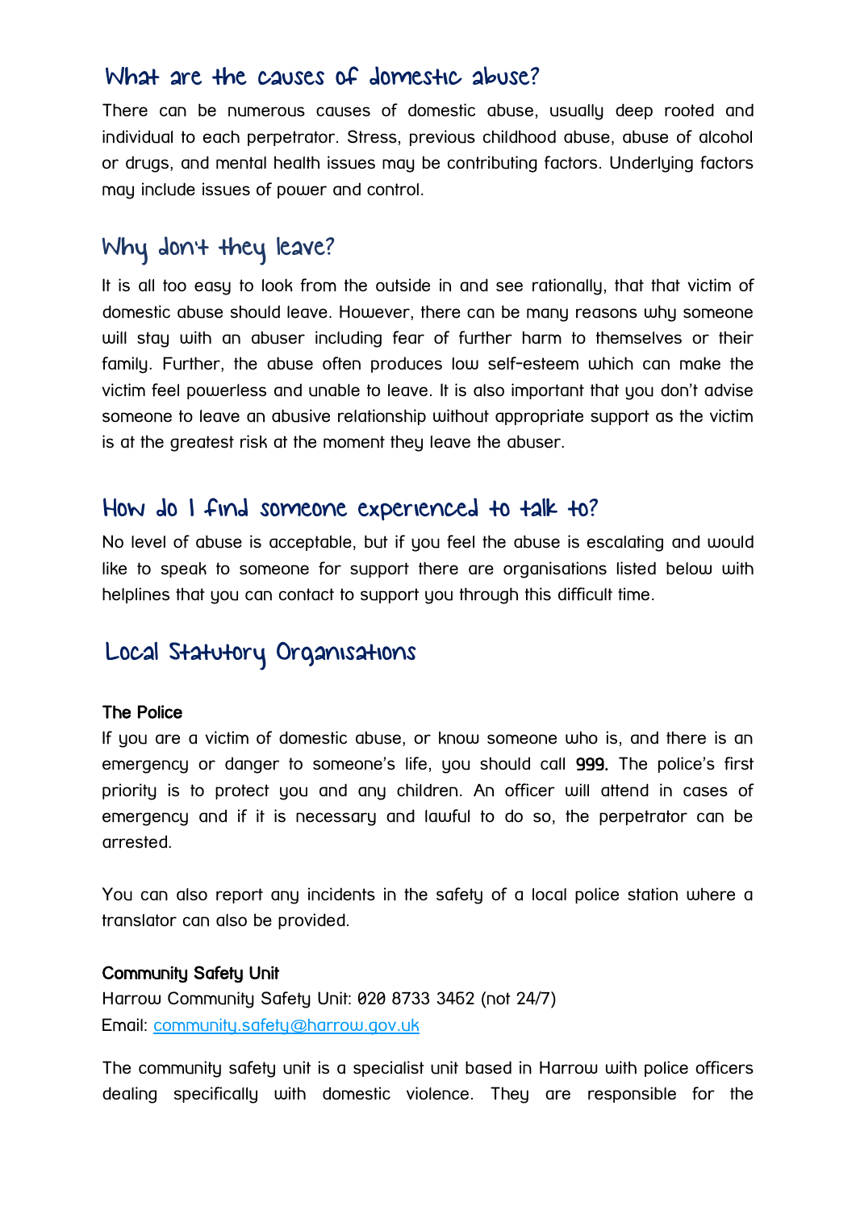## What are the causes of domestic abuse?

There can be numerous causes of domestic abuse, usually deep rooted and individual to each perpetrator. Stress, previous childhood abuse, abuse of alcohol or drugs, and mental health issues may be contributing factors. Underlying factors may include issues of power and control.

## Why don't they leave?

It is all too easy to look from the outside in and see rationally, that that victim of domestic abuse should leave. However, there can be many reasons why someone will stay with an abuser including fear of further harm to themselves or their family. Further, the abuse often produces low self-esteem which can make the victim feel powerless and unable to leave. It is also important that you don't advise someone to leave an abusive relationship without appropriate support as the victim is at the greatest risk at the moment they leave the abuser.

## How do I find someone experienced to talk to?

No level of abuse is acceptable, but if you feel the abuse is escalating and would like to speak to someone for support there are organisations listed below with helplines that you can contact to support you through this difficult time.

## Local Statutory Organisations

**The Police**

If you are a victim of domestic abuse, or know someone who is, and there is an emergency or danger to someone's life, you should call **999.** The police's first priority is to protect you and any children. An officer will attend in cases of emergency and if it is necessary and lawful to do so, the perpetrator can be arrested.

You can also report any incidents in the safety of a local police station where a translator can also be provided.

**Community Safety Unit**

Harrow Community Safety Unit: 020 8733 3462 (not 24/7)
Email: community.safety@harrow.gov.uk

The community safety unit is a specialist unit based in Harrow with police officers dealing specifically with domestic violence. They are responsible for the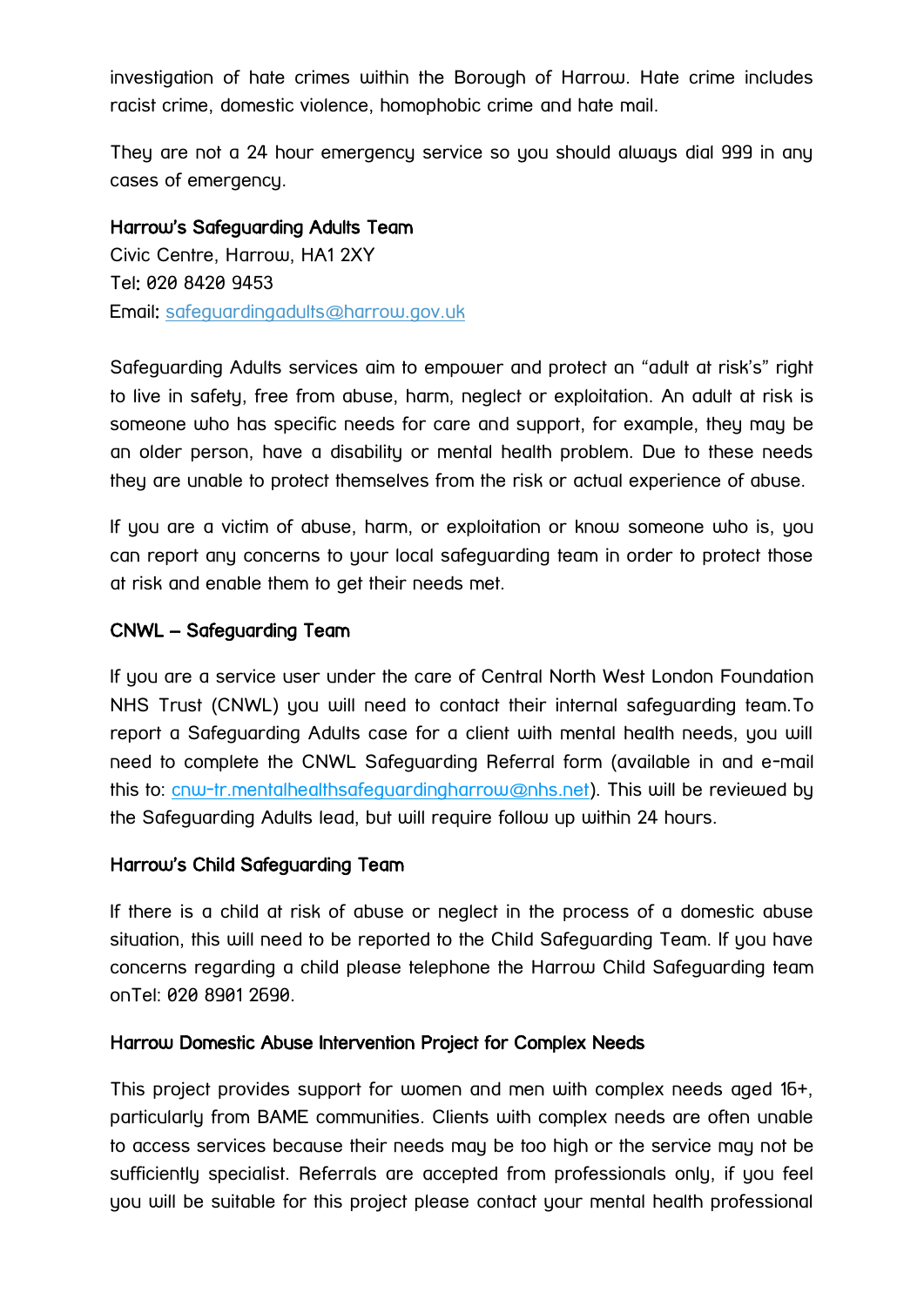investigation of hate crimes within the Borough of Harrow. Hate crime includes racist crime, domestic violence, homophobic crime and hate mail.

They are not a 24 hour emergency service so you should always dial 999 in any cases of emergency.

**Harrow's Safeguarding Adults Team**
Civic Centre, Harrow, HA1 2XY
Tel: 020 8420 9453
Email: safeguardingadults@harrow.gov.uk

Safeguarding Adults services aim to empower and protect an "adult at risk's" right to live in safety, free from abuse, harm, neglect or exploitation. An adult at risk is someone who has specific needs for care and support, for example, they may be an older person, have a disability or mental health problem. Due to these needs they are unable to protect themselves from the risk or actual experience of abuse.

If you are a victim of abuse, harm, or exploitation or know someone who is, you can report any concerns to your local safeguarding team in order to protect those at risk and enable them to get their needs met.

**CNWL – Safeguarding Team**

If you are a service user under the care of Central North West London Foundation NHS Trust (CNWL) you will need to contact their internal safeguarding team.To report a Safeguarding Adults case for a client with mental health needs, you will need to complete the CNWL Safeguarding Referral form (available in and e-mail this to: cnw-tr.mentalhealthsafeguardingharrow@nhs.net). This will be reviewed by the Safeguarding Adults lead, but will require follow up within 24 hours.

**Harrow's Child Safeguarding Team**

If there is a child at risk of abuse or neglect in the process of a domestic abuse situation, this will need to be reported to the Child Safeguarding Team. If you have concerns regarding a child please telephone the Harrow Child Safeguarding team onTel: 020 8901 2690.

**Harrow Domestic Abuse Intervention Project for Complex Needs**

This project provides support for women and men with complex needs aged 16+, particularly from BAME communities. Clients with complex needs are often unable to access services because their needs may be too high or the service may not be sufficiently specialist. Referrals are accepted from professionals only, if you feel you will be suitable for this project please contact your mental health professional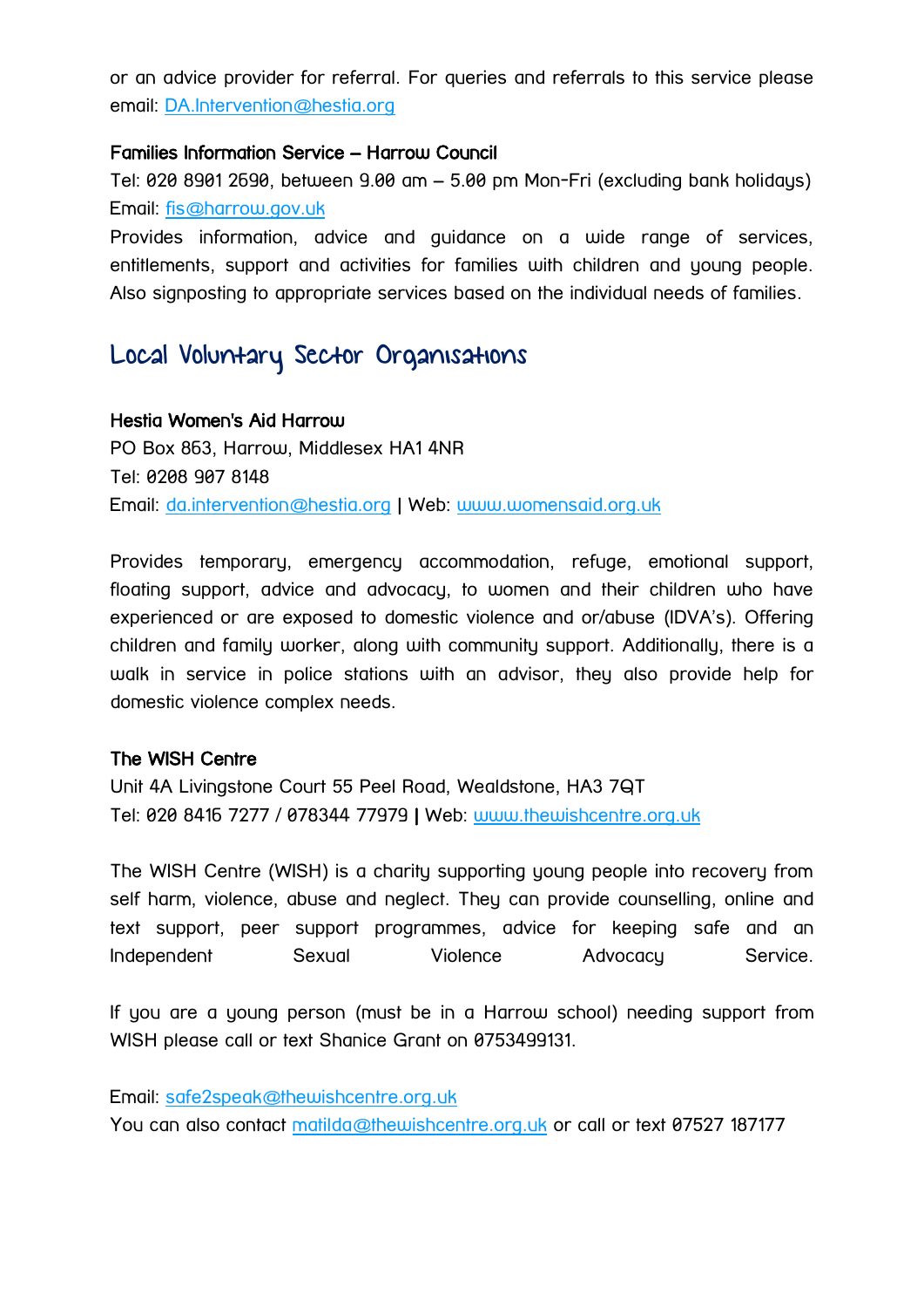or an advice provider for referral. For queries and referrals to this service please email: DA.Intervention@hestia.org

**Families Information Service – Harrow Council**
Tel: 020 8901 2690, between 9.00 am – 5.00 pm Mon-Fri (excluding bank holidays)
Email: fis@harrow.gov.uk
Provides information, advice and guidance on a wide range of services, entitlements, support and activities for families with children and young people. Also signposting to appropriate services based on the individual needs of families.

## Local Voluntary Sector Organisations

**Hestia Women's Aid Harrow**
PO Box 863, Harrow, Middlesex HA1 4NR
Tel: 0208 907 8148
Email: da.intervention@hestia.org | Web: www.womensaid.org.uk

Provides temporary, emergency accommodation, refuge, emotional support, floating support, advice and advocacy, to women and their children who have experienced or are exposed to domestic violence and or/abuse (IDVA's). Offering children and family worker, along with community support. Additionally, there is a walk in service in police stations with an advisor, they also provide help for domestic violence complex needs.

**The WISH Centre**
Unit 4A Livingstone Court 55 Peel Road, Wealdstone, HA3 7QT
Tel: 020 8416 7277 / 078344 77979 | Web: www.thewishcentre.org.uk

The WISH Centre (WISH) is a charity supporting young people into recovery from self harm, violence, abuse and neglect. They can provide counselling, online and text support, peer support programmes, advice for keeping safe and an Independent Sexual Violence Advocacy Service.

If you are a young person (must be in a Harrow school) needing support from WISH please call or text Shanice Grant on 0753499131.

Email: safe2speak@thewishcentre.org.uk
You can also contact matilda@thewishcentre.org.uk or call or text 07527 187177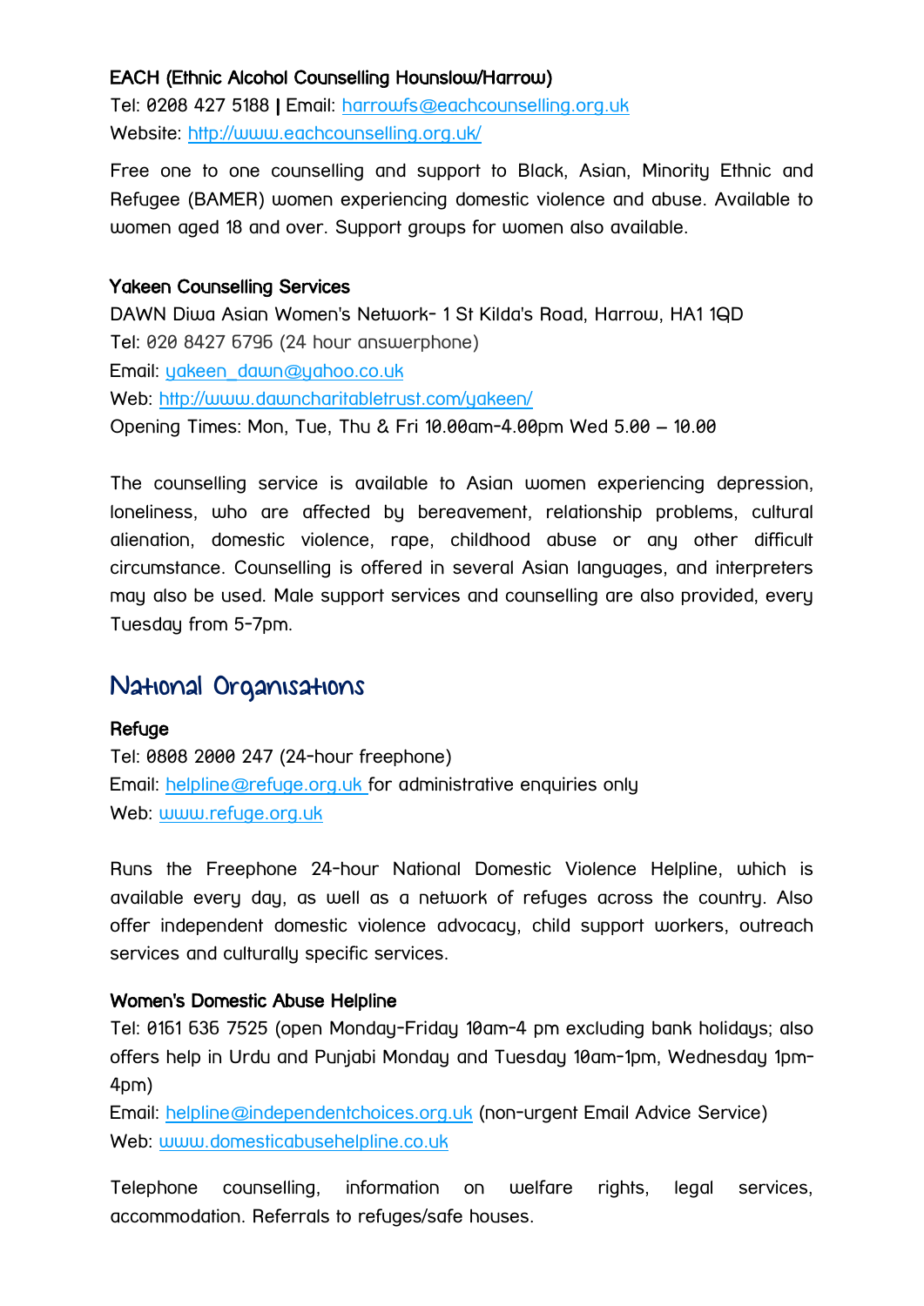**EACH (Ethnic Alcohol Counselling Hounslow/Harrow)**
Tel: 0208 427 5188 | Email: harrowfs@eachcounselling.org.uk
Website: http://www.eachcounselling.org.uk/

Free one to one counselling and support to Black, Asian, Minority Ethnic and Refugee (BAMER) women experiencing domestic violence and abuse. Available to women aged 18 and over. Support groups for women also available.

**Yakeen Counselling Services**
DAWN Diwa Asian Women's Network- 1 St Kilda's Road, Harrow, HA1 1QD
Tel: 020 8427 6796 (24 hour answerphone)
Email: yakeen_dawn@yahoo.co.uk
Web: http://www.dawncharitabletrust.com/yakeen/
Opening Times: Mon, Tue, Thu & Fri 10.00am-4.00pm Wed 5.00 – 10.00

The counselling service is available to Asian women experiencing depression, loneliness, who are affected by bereavement, relationship problems, cultural alienation, domestic violence, rape, childhood abuse or any other difficult circumstance. Counselling is offered in several Asian languages, and interpreters may also be used. Male support services and counselling are also provided, every Tuesday from 5-7pm.

## National Organisations

**Refuge**
Tel: 0808 2000 247 (24-hour freephone)
Email: helpline@refuge.org.uk for administrative enquiries only
Web: www.refuge.org.uk

Runs the Freephone 24-hour National Domestic Violence Helpline, which is available every day, as well as a network of refuges across the country. Also offer independent domestic violence advocacy, child support workers, outreach services and culturally specific services.

**Women's Domestic Abuse Helpline**
Tel: 0161 636 7525 (open Monday-Friday 10am-4 pm excluding bank holidays; also offers help in Urdu and Punjabi Monday and Tuesday 10am-1pm, Wednesday 1pm-4pm)
Email: helpline@independentchoices.org.uk (non-urgent Email Advice Service)
Web: www.domesticabusehelpline.co.uk

Telephone counselling, information on welfare rights, legal services, accommodation. Referrals to refuges/safe houses.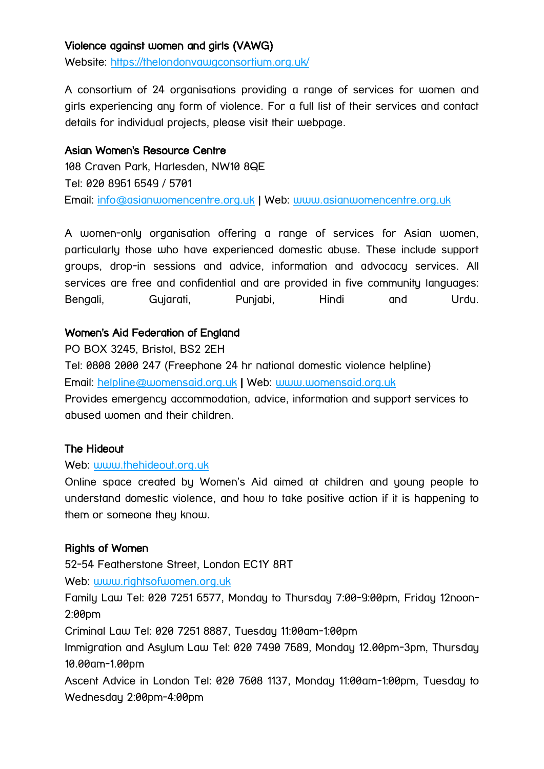**Violence against women and girls (VAWG)**

Website: https://thelondonvawgconsortium.org.uk/

A consortium of 24 organisations providing a range of services for women and girls experiencing any form of violence. For a full list of their services and contact details for individual projects, please visit their webpage.

**Asian Women's Resource Centre**

108 Craven Park, Harlesden, NW10 8QE

Tel: 020 8961 6549 / 5701

Email: info@asianwomencentre.org.uk | Web: www.asianwomencentre.org.uk

A women-only organisation offering a range of services for Asian women, particularly those who have experienced domestic abuse. These include support groups, drop-in sessions and advice, information and advocacy services. All services are free and confidential and are provided in five community languages: Bengali, Gujarati, Punjabi, Hindi and Urdu.

**Women's Aid Federation of England**

PO BOX 3245, Bristol, BS2 2EH

Tel: 0808 2000 247 (Freephone 24 hr national domestic violence helpline)

Email: helpline@womensaid.org.uk | Web: www.womensaid.org.uk

Provides emergency accommodation, advice, information and support services to abused women and their children.

**The Hideout**

Web: www.thehideout.org.uk

Online space created by Women's Aid aimed at children and young people to understand domestic violence, and how to take positive action if it is happening to them or someone they know.

**Rights of Women**

52-54 Featherstone Street, London EC1Y 8RT

Web: www.rightsofwomen.org.uk

Family Law Tel: 020 7251 6577, Monday to Thursday 7:00-9:00pm, Friday 12noon-2:00pm

Criminal Law Tel: 020 7251 8887, Tuesday 11:00am-1:00pm

Immigration and Asylum Law Tel: 020 7490 7689, Monday 12.00pm-3pm, Thursday 10.00am-1.00pm

Ascent Advice in London Tel: 020 7608 1137, Monday 11:00am-1:00pm, Tuesday to Wednesday 2:00pm-4:00pm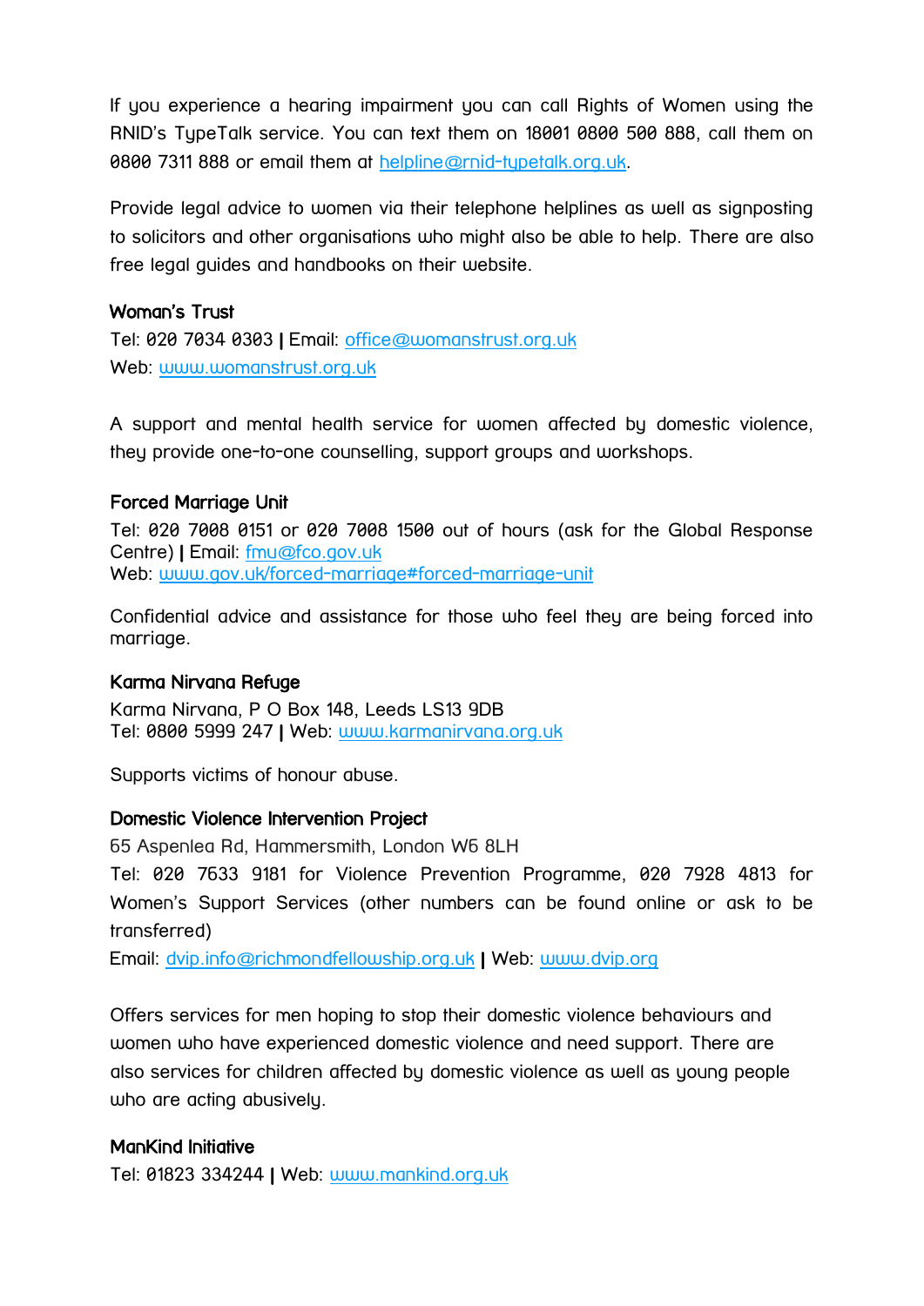If you experience a hearing impairment you can call Rights of Women using the RNID's TypeTalk service. You can text them on 18001 0800 500 888, call them on 0800 7311 888 or email them at helpline@rnid-typetalk.org.uk.

Provide legal advice to women via their telephone helplines as well as signposting to solicitors and other organisations who might also be able to help. There are also free legal guides and handbooks on their website.

**Woman's Trust**
Tel: 020 7034 0303 | Email: office@womanstrust.org.uk
Web: www.womanstrust.org.uk

A support and mental health service for women affected by domestic violence, they provide one-to-one counselling, support groups and workshops.

**Forced Marriage Unit**
Tel: 020 7008 0151 or 020 7008 1500 out of hours (ask for the Global Response Centre) | Email: fmu@fco.gov.uk
Web: www.gov.uk/forced-marriage#forced-marriage-unit

Confidential advice and assistance for those who feel they are being forced into marriage.

**Karma Nirvana Refuge**
Karma Nirvana, P O Box 148, Leeds LS13 9DB
Tel: 0800 5999 247 | Web: www.karmanirvana.org.uk

Supports victims of honour abuse.

**Domestic Violence Intervention Project**
65 Aspenlea Rd, Hammersmith, London W6 8LH
Tel: 020 7633 9181 for Violence Prevention Programme, 020 7928 4813 for Women's Support Services (other numbers can be found online or ask to be transferred)
Email: dvip.info@richmondfellowship.org.uk | Web: www.dvip.org

Offers services for men hoping to stop their domestic violence behaviours and women who have experienced domestic violence and need support. There are also services for children affected by domestic violence as well as young people who are acting abusively.

**ManKind Initiative**
Tel: 01823 334244 | Web: www.mankind.org.uk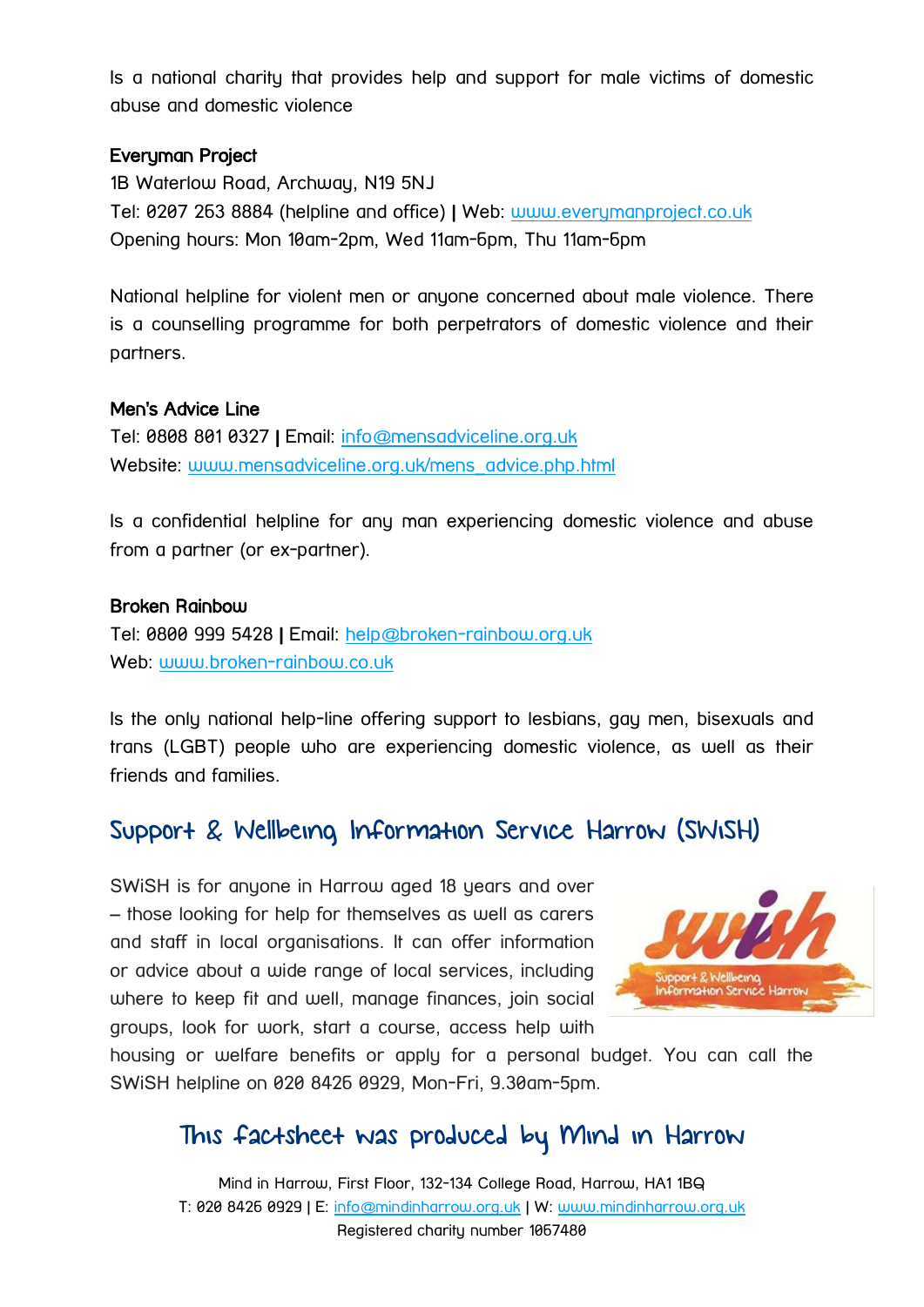Is a national charity that provides help and support for male victims of domestic abuse and domestic violence

**Everyman Project**
1B Waterlow Road, Archway, N19 5NJ
Tel: 0207 263 8884 (helpline and office) | Web: www.everymanproject.co.uk
Opening hours: Mon 10am-2pm, Wed 11am-6pm, Thu 11am-6pm

National helpline for violent men or anyone concerned about male violence. There is a counselling programme for both perpetrators of domestic violence and their partners.

**Men's Advice Line**
Tel: 0808 801 0327 | Email: info@mensadviceline.org.uk
Website: www.mensadviceline.org.uk/mens_advice.php.html

Is a confidential helpline for any man experiencing domestic violence and abuse from a partner (or ex-partner).

**Broken Rainbow**
Tel: 0800 999 5428 | Email: help@broken-rainbow.org.uk
Web: www.broken-rainbow.co.uk

Is the only national help-line offering support to lesbians, gay men, bisexuals and trans (LGBT) people who are experiencing domestic violence, as well as their friends and families.

## Support & Wellbeing Information Service Harrow (SWiSH)

SWiSH is for anyone in Harrow aged 18 years and over – those looking for help for themselves as well as carers and staff in local organisations. It can offer information or advice about a wide range of local services, including where to keep fit and well, manage finances, join social groups, look for work, start a course, access help with housing or welfare benefits or apply for a personal budget. You can call the SWiSH helpline on 020 8426 0929, Mon-Fri, 9.30am-5pm.

## This factsheet was produced by Mind in Harrow

Mind in Harrow, First Floor, 132-134 College Road, Harrow, HA1 1BQ
T: 020 8426 0929 | E: info@mindinharrow.org.uk | W: www.mindinharrow.org.uk
Registered charity number 1067480